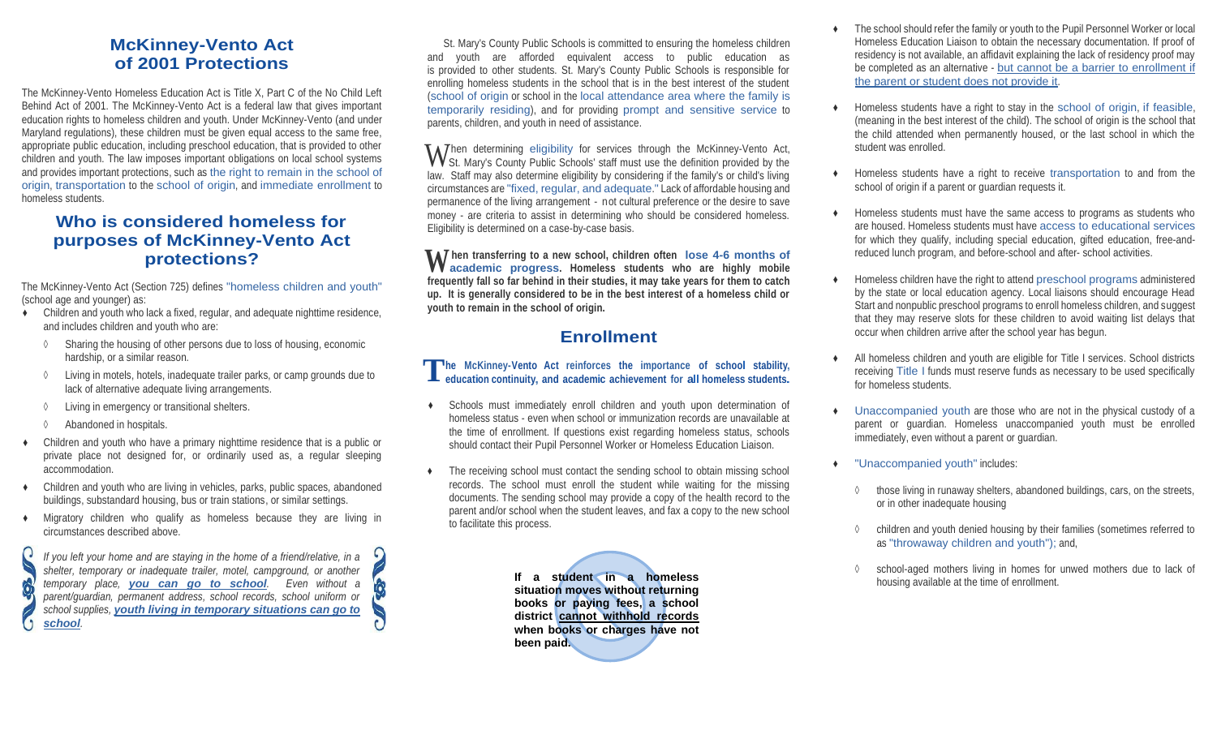## McKinney-Vento Act of 2001 Protections

The McKinney-Vento Homeless Education Act is Title X, Part C of the No Child Left Behind Act of 2001. The McKinney-Vento Act is a federal law that gives important education rights to homeless children and youth. Under McKinney-Vento (and under Maryland regulations), these children must be given equal access to the same free, appropriate public education, including preschool education, that is provided to other children and youth. The law imposes important obligations on local school systems and provides important protections, such as the right to remain in the school of origin, transportation to the school of origin, and immediate enrollment to homeless students.

## Who is considered homeless for purposes of McKinney-Vento Act protections?

The McKinney-Vento Act (Section 725) defines "homeless children and youth" (school age and younger) as:

- Children and youth who lack a fixed, regular, and adequate nighttime residence, and includes children and youth who are:
  - Sharing the housing of other persons due to loss of housing, economic hardship, or a similar reason.
  - Living in motels, hotels, inadequate trailer parks, or camp grounds due to lack of alternative adequate living arrangements.
  - Living in emergency or transitional shelters.
  - Abandoned in hospitals.
- Children and youth who have a primary nighttime residence that is a public or private place not designed for, or ordinarily used as, a regular sleeping accommodation.
- Children and youth who are living in vehicles, parks, public spaces, abandoned buildings, substandard housing, bus or train stations, or similar settings.
- Migratory children who qualify as homeless because they are living in circumstances described above.

*If you left your home and are staying in the home of a friend/relative, in a shelter, temporary or inadequate trailer, motel, campground, or another temporary place, **you can go to school**. Even without a parent/guardian, permanent address, school records, school uniform or school supplies, **youth living in temporary situations can go to school**.*

St. Mary's County Public Schools is committed to ensuring the homeless children and youth are afforded equivalent access to public education as is provided to other students. St. Mary's County Public Schools is responsible for enrolling homeless students in the school that is in the best interest of the student (school of origin or school in the local attendance area where the family is temporarily residing), and for providing prompt and sensitive service to parents, children, and youth in need of assistance.

When determining eligibility for services through the McKinney-Vento Act, St. Mary's County Public Schools' staff must use the definition provided by the law. Staff may also determine eligibility by considering if the family's or child's living circumstances are "fixed, regular, and adequate." Lack of affordable housing and permanence of the living arrangement - not cultural preference or the desire to save money - are criteria to assist in determining who should be considered homeless. Eligibility is determined on a case-by-case basis.

**When transferring to a new school, children often lose 4-6 months of academic progress. Homeless students who are highly mobile frequently fall so far behind in their studies, it may take years for them to catch up. It is generally considered to be in the best interest of a homeless child or youth to remain in the school of origin.**

## Enrollment

**The McKinney-Vento Act reinforces the importance of school stability, education continuity, and academic achievement for all homeless students.**

- Schools must immediately enroll children and youth upon determination of homeless status - even when school or immunization records are unavailable at the time of enrollment. If questions exist regarding homeless status, schools should contact their Pupil Personnel Worker or Homeless Education Liaison.
- The receiving school must contact the sending school to obtain missing school records. The school must enroll the student while waiting for the missing documents. The sending school may provide a copy of the health record to the parent and/or school when the student leaves, and fax a copy to the new school to facilitate this process.

**If a student in a homeless situation moves without returning books or paying fees, a school district cannot withhold records when books or charges have not been paid.**

- The school should refer the family or youth to the Pupil Personnel Worker or local Homeless Education Liaison to obtain the necessary documentation. If proof of residency is not available, an affidavit explaining the lack of residency proof may be completed as an alternative - but cannot be a barrier to enrollment if the parent or student does not provide it.
- Homeless students have a right to stay in the school of origin, if feasible, (meaning in the best interest of the child). The school of origin is the school that the child attended when permanently housed, or the last school in which the student was enrolled.
- Homeless students have a right to receive transportation to and from the school of origin if a parent or guardian requests it.
- Homeless students must have the same access to programs as students who are housed. Homeless students must have access to educational services for which they qualify, including special education, gifted education, free-and-reduced lunch program, and before-school and after- school activities.
- Homeless children have the right to attend preschool programs administered by the state or local education agency. Local liaisons should encourage Head Start and nonpublic preschool programs to enroll homeless children, and suggest that they may reserve slots for these children to avoid waiting list delays that occur when children arrive after the school year has begun.
- All homeless children and youth are eligible for Title I services. School districts receiving Title I funds must reserve funds as necessary to be used specifically for homeless students.
- Unaccompanied youth are those who are not in the physical custody of a parent or guardian. Homeless unaccompanied youth must be enrolled immediately, even without a parent or guardian.
- "Unaccompanied youth" includes:
  - those living in runaway shelters, abandoned buildings, cars, on the streets, or in other inadequate housing
  - children and youth denied housing by their families (sometimes referred to as "throwaway children and youth"); and,
  - school-aged mothers living in homes for unwed mothers due to lack of housing available at the time of enrollment.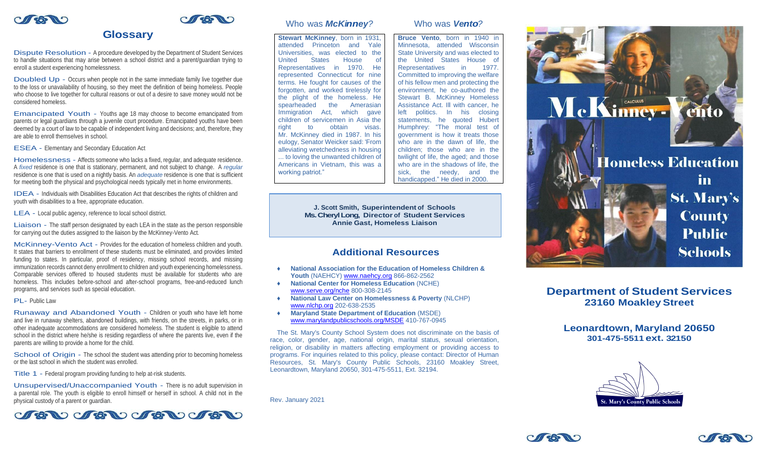## Glossary

**Dispute Resolution** - A procedure developed by the Department of Student Services to handle situations that may arise between a school district and a parent/guardian trying to enroll a student experiencing homelessness.

**Doubled Up** - Occurs when people not in the same immediate family live together due to the loss or unavailability of housing, so they meet the definition of being homeless. People who choose to live together for cultural reasons or out of a desire to save money would not be considered homeless.

**Emancipated Youth** - Youths age 18 may choose to become emancipated from parents or legal guardians through a juvenile court procedure. Emancipated youths have been deemed by a court of law to be capable of independent living and decisions; and, therefore, they are able to enroll themselves in school.

**ESEA** - Elementary and Secondary Education Act

**Homelessness** - Affects someone who lacks a fixed, regular, and adequate residence. A *fixed* residence is one that is stationary, permanent, and not subject to change. A *regular* residence is one that is used on a nightly basis. An *adequate* residence is one that is sufficient for meeting both the physical and psychological needs typically met in home environments.

**IDEA** - Individuals with Disabilities Education Act that describes the rights of children and youth with disabilities to a free, appropriate education.

**LEA** - Local public agency, reference to local school district.

**Liaison** - The staff person designated by each LEA in the state as the person responsible for carrying out the duties assigned to the liaison by the McKinney-Vento Act.

**McKinney-Vento Act** - Provides for the education of homeless children and youth. It states that barriers to enrollment of these students must be eliminated, and provides limited funding to states. In particular, proof of residency, missing school records, and missing immunization records cannot deny enrollment to children and youth experiencing homelessness. Comparable services offered to housed students must be available for students who are homeless. This includes before-school and after-school programs, free-and-reduced lunch programs, and services such as special education.

**PL**- Public Law

**Runaway and Abandoned Youth** - Children or youth who have left home and live in runaway shelters, abandoned buildings, with friends, on the streets, in parks, or in other inadequate accommodations are considered homeless. The student is eligible to attend school in the district where he/she is residing regardless of where the parents live, even if the parents are willing to provide a home for the child.

**School of Origin** - The school the student was attending prior to becoming homeless or the last school in which the student was enrolled.

**Title 1** - Federal program providing funding to help at-risk students.

**Unsupervised/Unaccompanied Youth** - There is no adult supervision in a parental role. The youth is eligible to enroll himself or herself in school. A child not in the physical custody of a parent or guardian.

## Who was *McKinney*?

**Stewart McKinney**, born in 1931, attended Princeton and Yale Universities, was elected to the United States House of Representatives in 1970. He represented Connecticut for nine terms. He fought for causes of the forgotten, and worked tirelessly for the plight of the homeless. He spearheaded the Amerasian Immigration Act, which gave children of servicemen in Asia the right to obtain visas. Mr. McKinney died in 1987. In his eulogy, Senator Weicker said: 'From alleviating wretchedness in housing ... to loving the unwanted children of Americans in Vietnam, this was a working patriot."

## Who was *Vento*?

**Bruce Vento**, born in 1940 in Minnesota, attended Wisconsin State University and was elected to the United States House of Representatives in 1977. Committed to improving the welfare of his fellow men and protecting the environment, he co-authored the Stewart B. McKinney Homeless Assistance Act. Ill with cancer, he left politics. In his closing statements, he quoted Hubert Humphrey: "The moral test of government is how it treats those who are in the dawn of life, the children; those who are in the twilight of life, the aged; and those who are in the shadows of life, the sick, the needy, and the handicapped." He died in 2000.

**J. Scott Smith, Superintendent of Schools**
**Ms. Cheryl Long, Director of Student Services**
**Annie Gast, Homeless Liaison**

## Additional Resources

- **National Association for the Education of Homeless Children & Youth** (NAEHCY) www.naehcy.org 866-862-2562
- **National Center for Homeless Education** (NCHE) www.serve.org/nche 800-308-2145
- **National Law Center on Homelessness & Poverty** (NLCHP) www.nlchp.org 202-638-2535
- **Maryland State Department of Education** (MSDE) www.marylandpublicschools.org/MSDE 410-767-0945

The St. Mary's County School System does not discriminate on the basis of race, color, gender, age, national origin, marital status, sexual orientation, religion, or disability in matters affecting employment or providing access to programs. For inquiries related to this policy, please contact: Director of Human Resources, St. Mary's County Public Schools, 23160 Moakley Street, Leonardtown, Maryland 20650, 301-475-5511, Ext. 32194.

Rev. January 2021

# McKinney - Vento Homeless Education in St. Mary's County Public Schools

## Department of Student Services
## 23160 Moakley Street

## Leonardtown, Maryland 20650
### 301-475-5511 ext. 32150

St. Mary's County Public Schools